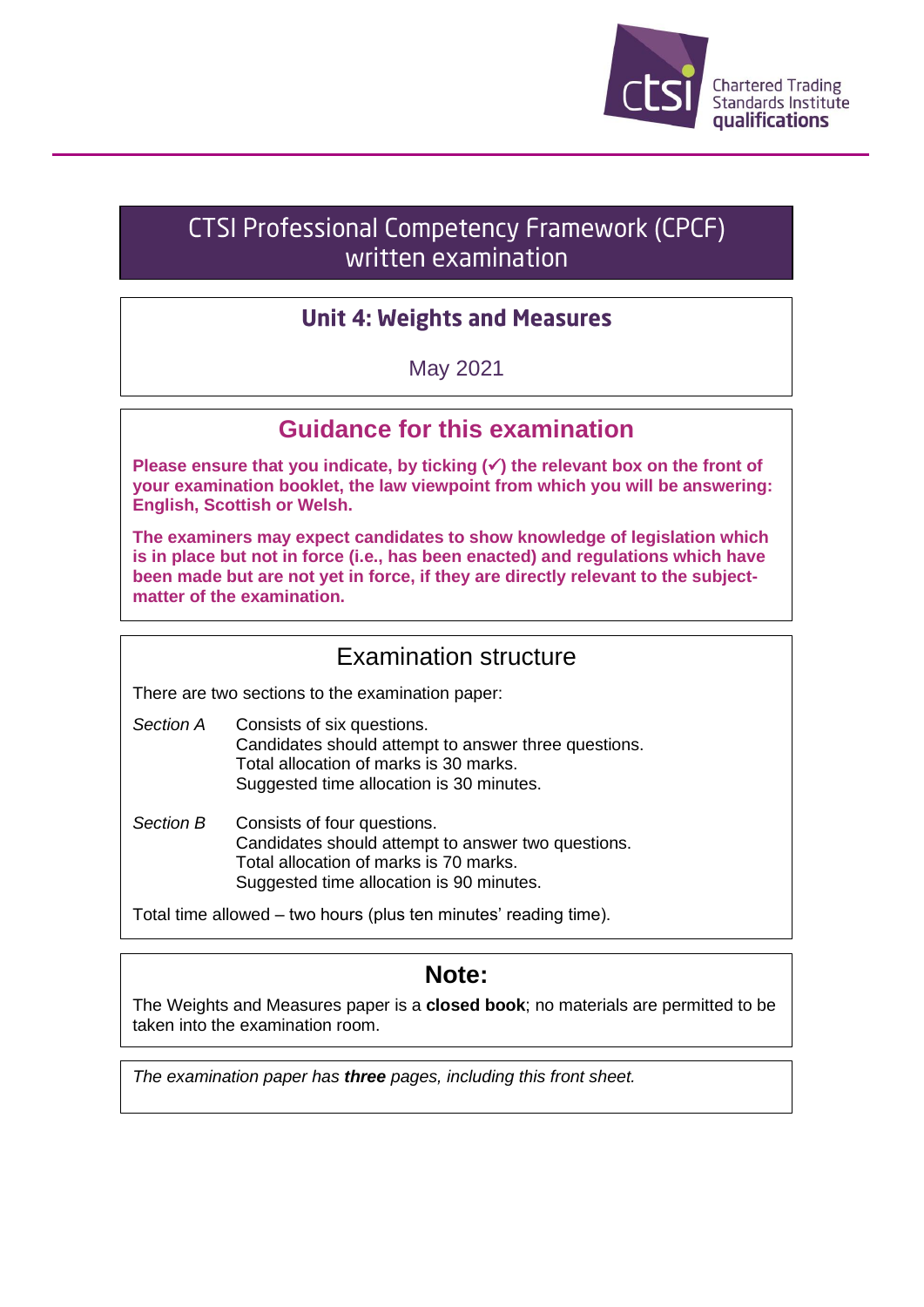Chartered Trading Standards Institute qualifications

# CTSI Professional Competency Framework (CPCF) written examination

## Unit 4: Weights and Measures

May 2021

## Guidance for this examination

**Please ensure that you indicate, by ticking (✓) the relevant box on the front of your examination booklet, the law viewpoint from which you will be answering: English, Scottish or Welsh.**

**The examiners may expect candidates to show knowledge of legislation which is in place but not in force (i.e., has been enacted) and regulations which have been made but are not yet in force, if they are directly relevant to the subject-matter of the examination.**

## Examination structure

There are two sections to the examination paper:

*Section A* Consists of six questions.
Candidates should attempt to answer three questions.
Total allocation of marks is 30 marks.
Suggested time allocation is 30 minutes.

*Section B* Consists of four questions.
Candidates should attempt to answer two questions.
Total allocation of marks is 70 marks.
Suggested time allocation is 90 minutes.

Total time allowed – two hours (plus ten minutes' reading time).

## Note:

The Weights and Measures paper is a **closed book**; no materials are permitted to be taken into the examination room.

*The examination paper has **three** pages, including this front sheet.*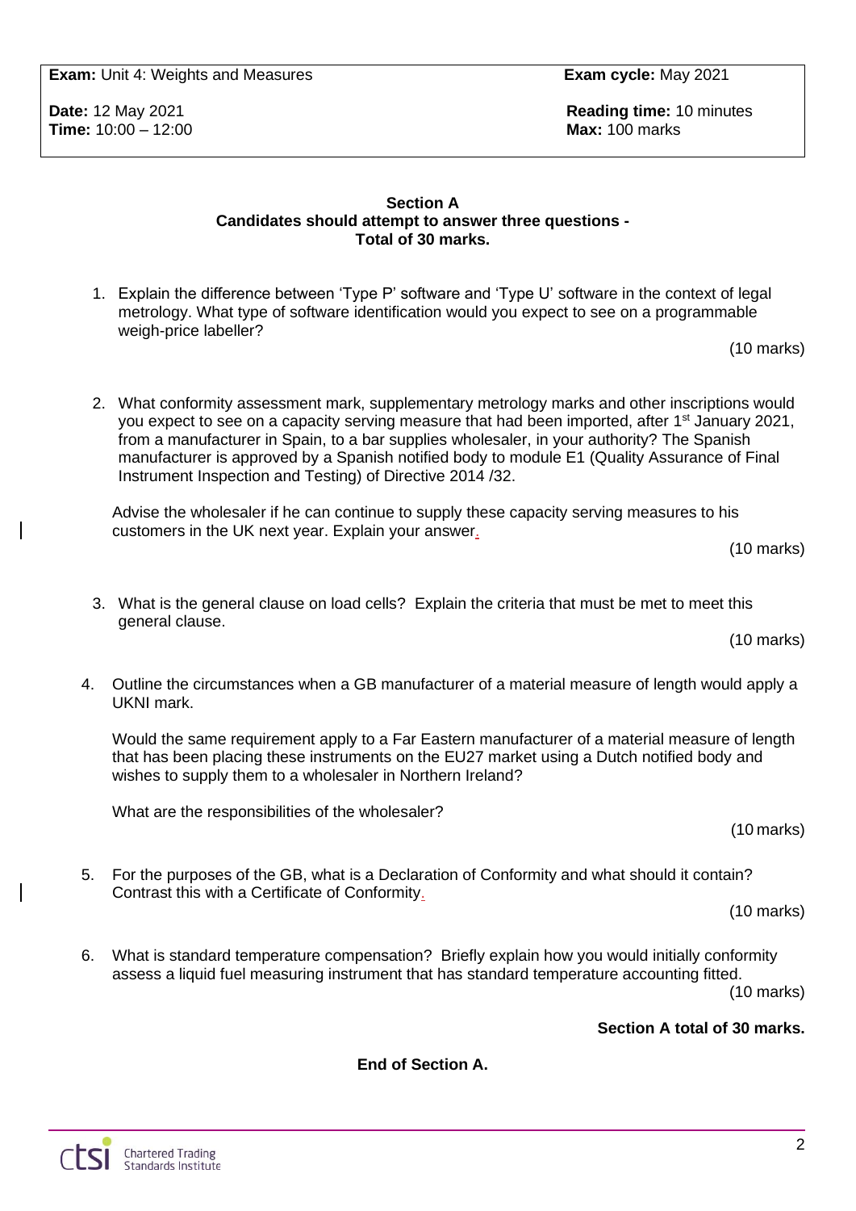| **Exam:** Unit 4: Weights and Measures | **Exam cycle:** May 2021 |
| --- | --- |
| **Date:** 12 May 2021<br>**Time:** 10:00 – 12:00 | **Reading time:** 10 minutes<br>**Max:** 100 marks |

**Section A**
**Candidates should attempt to answer three questions -**
**Total of 30 marks.**

1. Explain the difference between 'Type P' software and 'Type U' software in the context of legal metrology. What type of software identification would you expect to see on a programmable weigh-price labeller?

   (10 marks)

2. What conformity assessment mark, supplementary metrology marks and other inscriptions would you expect to see on a capacity serving measure that had been imported, after 1st January 2021, from a manufacturer in Spain, to a bar supplies wholesaler, in your authority? The Spanish manufacturer is approved by a Spanish notified body to module E1 (Quality Assurance of Final Instrument Inspection and Testing) of Directive 2014 /32.

   Advise the wholesaler if he can continue to supply these capacity serving measures to his customers in the UK next year. Explain your answer.

   (10 marks)

3. What is the general clause on load cells? Explain the criteria that must be met to meet this general clause.

   (10 marks)

4. Outline the circumstances when a GB manufacturer of a material measure of length would apply a UKNI mark.

   Would the same requirement apply to a Far Eastern manufacturer of a material measure of length that has been placing these instruments on the EU27 market using a Dutch notified body and wishes to supply them to a wholesaler in Northern Ireland?

   What are the responsibilities of the wholesaler?

   (10 marks)

5. For the purposes of the GB, what is a Declaration of Conformity and what should it contain? Contrast this with a Certificate of Conformity.

   (10 marks)

6. What is standard temperature compensation? Briefly explain how you would initially conformity assess a liquid fuel measuring instrument that has standard temperature accounting fitted.

   (10 marks)

**Section A total of 30 marks.**

**End of Section A.**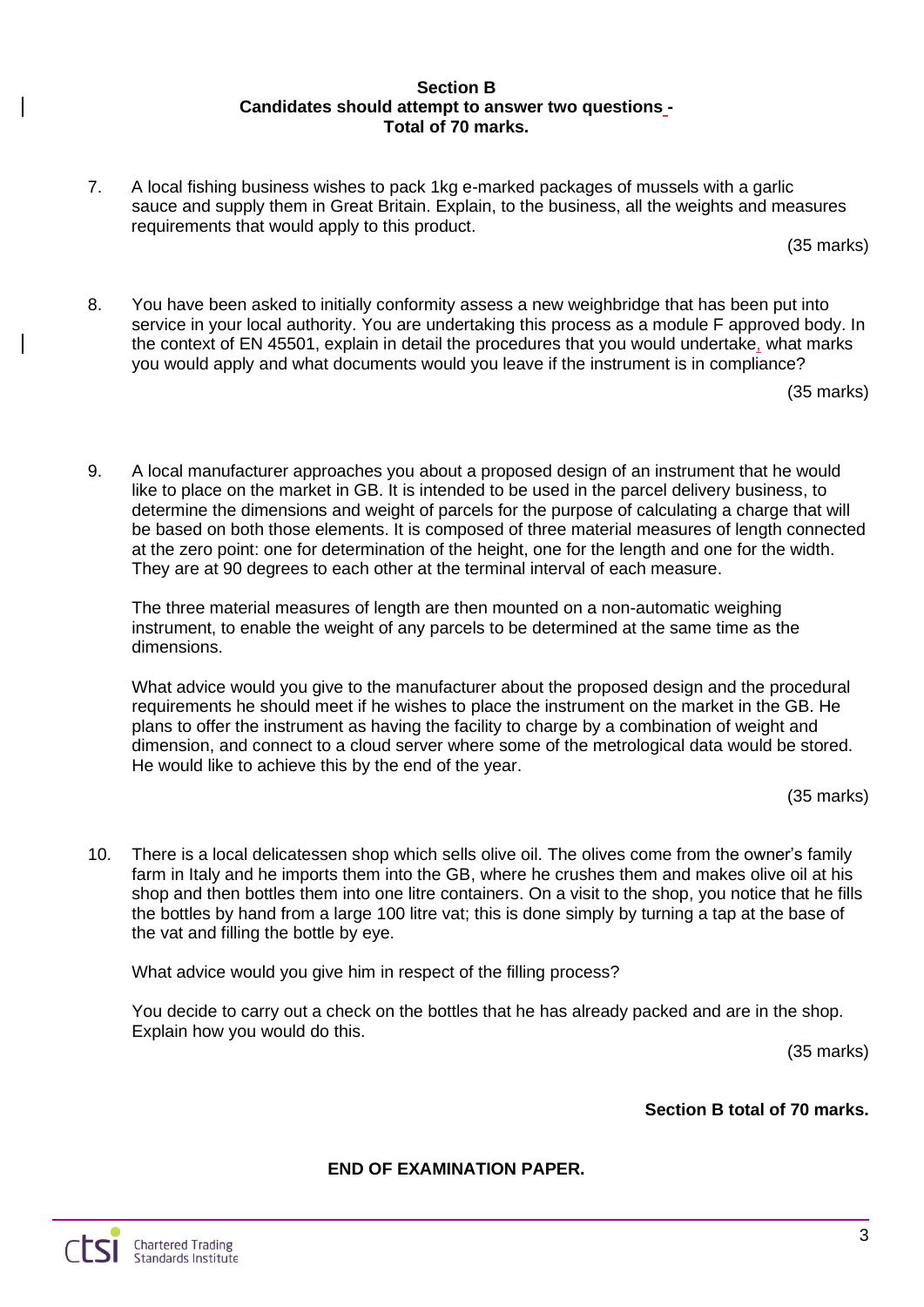**Section B**
**Candidates should attempt to answer two questions -**
**Total of 70 marks.**

7. A local fishing business wishes to pack 1kg e-marked packages of mussels with a garlic sauce and supply them in Great Britain. Explain, to the business, all the weights and measures requirements that would apply to this product.

   (35 marks)

8. You have been asked to initially conformity assess a new weighbridge that has been put into service in your local authority. You are undertaking this process as a module F approved body. In the context of EN 45501, explain in detail the procedures that you would undertake, what marks you would apply and what documents would you leave if the instrument is in compliance?

   (35 marks)

9. A local manufacturer approaches you about a proposed design of an instrument that he would like to place on the market in GB. It is intended to be used in the parcel delivery business, to determine the dimensions and weight of parcels for the purpose of calculating a charge that will be based on both those elements. It is composed of three material measures of length connected at the zero point: one for determination of the height, one for the length and one for the width. They are at 90 degrees to each other at the terminal interval of each measure.

   The three material measures of length are then mounted on a non-automatic weighing instrument, to enable the weight of any parcels to be determined at the same time as the dimensions.

   What advice would you give to the manufacturer about the proposed design and the procedural requirements he should meet if he wishes to place the instrument on the market in the GB. He plans to offer the instrument as having the facility to charge by a combination of weight and dimension, and connect to a cloud server where some of the metrological data would be stored. He would like to achieve this by the end of the year.

   (35 marks)

10. There is a local delicatessen shop which sells olive oil. The olives come from the owner's family farm in Italy and he imports them into the GB, where he crushes them and makes olive oil at his shop and then bottles them into one litre containers. On a visit to the shop, you notice that he fills the bottles by hand from a large 100 litre vat; this is done simply by turning a tap at the base of the vat and filling the bottle by eye.

    What advice would you give him in respect of the filling process?

    You decide to carry out a check on the bottles that he has already packed and are in the shop. Explain how you would do this.

    (35 marks)

**Section B total of 70 marks.**

**END OF EXAMINATION PAPER.**